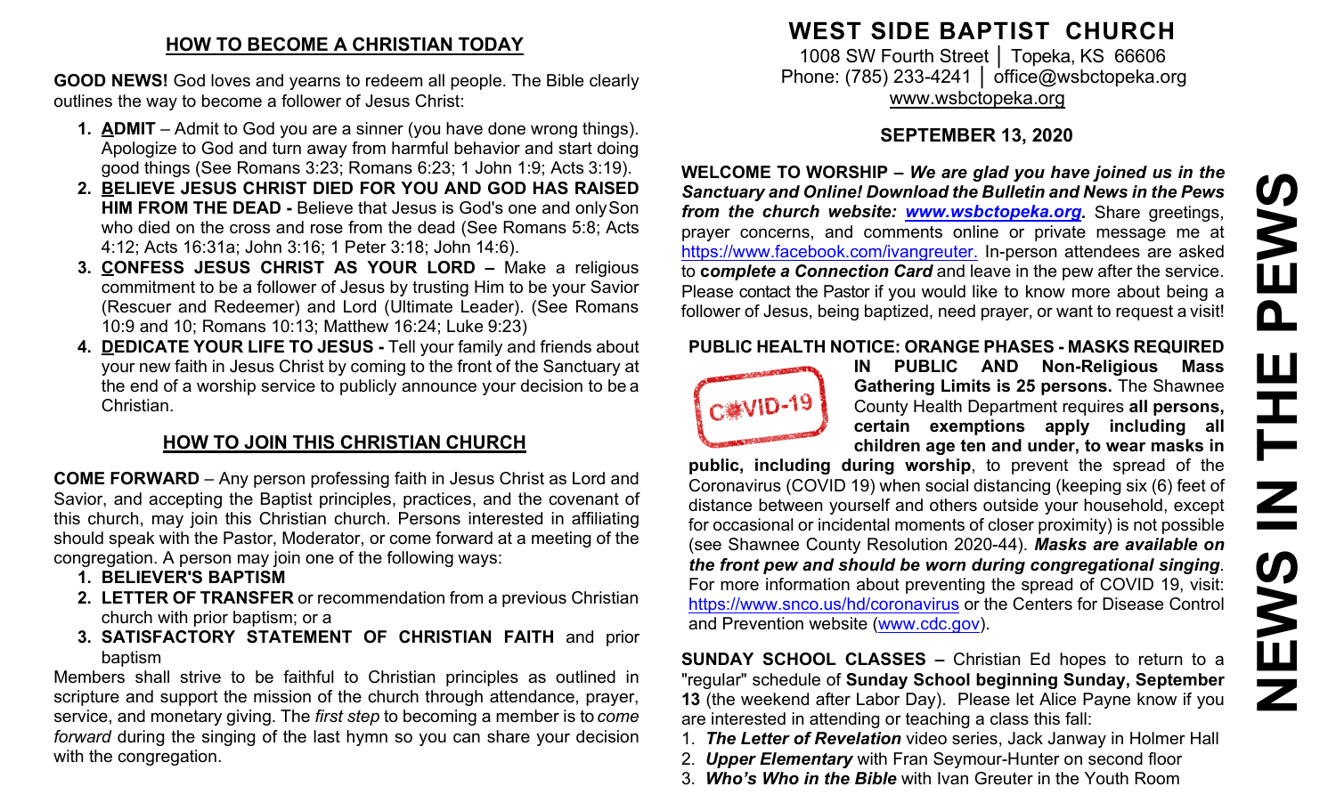## HOW TO BECOME A CHRISTIAN TODAY

**GOOD NEWS!** God loves and yearns to redeem all people. The Bible clearly outlines the way to become a follower of Jesus Christ:

1. **ADMIT** – Admit to God you are a sinner (you have done wrong things). Apologize to God and turn away from harmful behavior and start doing good things (See Romans 3:23; Romans 6:23; 1 John 1:9; Acts 3:19).
2. **BELIEVE JESUS CHRIST DIED FOR YOU AND GOD HAS RAISED HIM FROM THE DEAD -** Believe that Jesus is God's one and only Son who died on the cross and rose from the dead (See Romans 5:8; Acts 4:12; Acts 16:31a; John 3:16; 1 Peter 3:18; John 14:6).
3. **CONFESS JESUS CHRIST AS YOUR LORD –** Make a religious commitment to be a follower of Jesus by trusting Him to be your Savior (Rescuer and Redeemer) and Lord (Ultimate Leader). (See Romans 10:9 and 10; Romans 10:13; Matthew 16:24; Luke 9:23)
4. **DEDICATE YOUR LIFE TO JESUS -** Tell your family and friends about your new faith in Jesus Christ by coming to the front of the Sanctuary at the end of a worship service to publicly announce your decision to be a Christian.

## HOW TO JOIN THIS CHRISTIAN CHURCH

**COME FORWARD** – Any person professing faith in Jesus Christ as Lord and Savior, and accepting the Baptist principles, practices, and the covenant of this church, may join this Christian church. Persons interested in affiliating should speak with the Pastor, Moderator, or come forward at a meeting of the congregation. A person may join one of the following ways:

1. **BELIEVER'S BAPTISM**
2. **LETTER OF TRANSFER** or recommendation from a previous Christian church with prior baptism; or a
3. **SATISFACTORY STATEMENT OF CHRISTIAN FAITH** and prior baptism

Members shall strive to be faithful to Christian principles as outlined in scripture and support the mission of the church through attendance, prayer, service, and monetary giving. The *first step* to becoming a member is to *come forward* during the singing of the last hymn so you can share your decision with the congregation.

# WEST SIDE BAPTIST CHURCH

1008 SW Fourth Street │ Topeka, KS 66606
Phone: (785) 233-4241 │ office@wsbctopeka.org
www.wsbctopeka.org

**SEPTEMBER 13, 2020**

# NEWS IN THE PEWS

**WELCOME TO WORSHIP –** ***We are glad you have joined us in the Sanctuary and Online! Download the Bulletin and News in the Pews from the church website: www.wsbctopeka.org.*** Share greetings, prayer concerns, and comments online or private message me at https://www.facebook.com/ivangreuter. In-person attendees are asked to ***complete a Connection Card*** and leave in the pew after the service. Please contact the Pastor if you would like to know more about being a follower of Jesus, being baptized, need prayer, or want to request a visit!

**PUBLIC HEALTH NOTICE: ORANGE PHASES - MASKS REQUIRED IN PUBLIC AND Non-Religious Mass Gathering Limits is 25 persons.** The Shawnee County Health Department requires **all persons, certain exemptions apply including all children age ten and under, to wear masks in public, including during worship**, to prevent the spread of the Coronavirus (COVID 19) when social distancing (keeping six (6) feet of distance between yourself and others outside your household, except for occasional or incidental moments of closer proximity) is not possible (see Shawnee County Resolution 2020-44). ***Masks are available on the front pew and should be worn during congregational singing***. For more information about preventing the spread of COVID 19, visit: https://www.snco.us/hd/coronavirus or the Centers for Disease Control and Prevention website (www.cdc.gov).

**SUNDAY SCHOOL CLASSES –** Christian Ed hopes to return to a "regular" schedule of **Sunday School beginning Sunday, September 13** (the weekend after Labor Day). Please let Alice Payne know if you are interested in attending or teaching a class this fall:

1. ***The Letter of Revelation*** video series, Jack Janway in Holmer Hall
2. ***Upper Elementary*** with Fran Seymour-Hunter on second floor
3. ***Who's Who in the Bible*** with Ivan Greuter in the Youth Room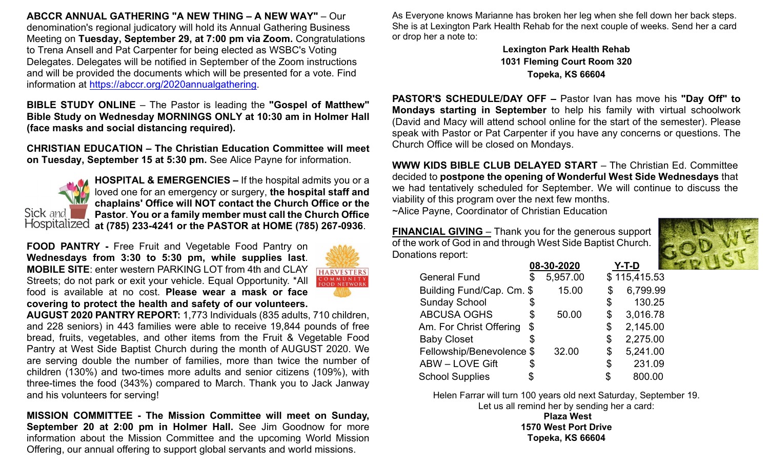**ABCCR ANNUAL GATHERING "A NEW THING – A NEW WAY"** – Our denomination's regional judicatory will hold its Annual Gathering Business Meeting on **Tuesday, September 29, at 7:00 pm via Zoom.** Congratulations to Trena Ansell and Pat Carpenter for being elected as WSBC's Voting Delegates. Delegates will be notified in September of the Zoom instructions and will be provided the documents which will be presented for a vote. Find information at https://abccr.org/2020annualgathering.

**BIBLE STUDY ONLINE** – The Pastor is leading the **"Gospel of Matthew" Bible Study on Wednesday MORNINGS ONLY at 10:30 am in Holmer Hall (face masks and social distancing required).**

**CHRISTIAN EDUCATION – The Christian Education Committee will meet on Tuesday, September 15 at 5:30 pm.** See Alice Payne for information.

Sick and Hospitalized

**HOSPITAL & EMERGENCIES –** If the hospital admits you or a loved one for an emergency or surgery, **the hospital staff and chaplains' Office will NOT contact the Church Office or the Pastor**. **You or a family member must call the Church Office at (785) 233-4241 or the PASTOR at HOME (785) 267-0936**.

**FOOD PANTRY -** Free Fruit and Vegetable Food Pantry on **Wednesdays from 3:30 to 5:30 pm, while supplies last**. **MOBILE SITE**: enter western PARKING LOT from 4th and CLAY Streets; do not park or exit your vehicle. Equal Opportunity. *All food is available at no cost. **Please wear a mask or face covering to protect the health and safety of our volunteers.**

HARVESTERS COMMUNITY FOOD NETWORK

**AUGUST 2020 PANTRY REPORT:** 1,773 Individuals (835 adults, 710 children, and 228 seniors) in 443 families were able to receive 19,844 pounds of free bread, fruits, vegetables, and other items from the Fruit & Vegetable Food Pantry at West Side Baptist Church during the month of AUGUST 2020. We are serving double the number of families, more than twice the number of children (130%) and two-times more adults and senior citizens (109%), with three-times the food (343%) compared to March. Thank you to Jack Janway and his volunteers for serving!

**MISSION COMMITTEE - The Mission Committee will meet on Sunday, September 20 at 2:00 pm in Holmer Hall.** See Jim Goodnow for more information about the Mission Committee and the upcoming World Mission Offering, our annual offering to support global servants and world missions.

As Everyone knows Marianne has broken her leg when she fell down her back steps. She is at Lexington Park Health Rehab for the next couple of weeks. Send her a card or drop her a note to:

**Lexington Park Health Rehab**
**1031 Fleming Court Room 320**
**Topeka, KS 66604**

**PASTOR'S SCHEDULE/DAY OFF –** Pastor Ivan has move his **"Day Off" to Mondays starting in September** to help his family with virtual schoolwork (David and Macy will attend school online for the start of the semester). Please speak with Pastor or Pat Carpenter if you have any concerns or questions. The Church Office will be closed on Mondays.

**WWW KIDS BIBLE CLUB DELAYED START** – The Christian Ed. Committee decided to **postpone the opening of Wonderful West Side Wednesdays** that we had tentatively scheduled for September. We will continue to discuss the viability of this program over the next few months.
~Alice Payne, Coordinator of Christian Education

**FINANCIAL GIVING** – Thank you for the generous support of the work of God in and through West Side Baptist Church. Donations report:

| | 08-30-2020 | Y-T-D |
|---|---|---|
| General Fund | $ 5,957.00 | $ 115,415.53 |
| Building Fund/Cap. Cm. | $ 15.00 | $ 6,799.99 |
| Sunday School | $ | $ 130.25 |
| ABCUSA OGHS | $ 50.00 | $ 3,016.78 |
| Am. For Christ Offering | $ | $ 2,145.00 |
| Baby Closet | $ | $ 2,275.00 |
| Fellowship/Benevolence | $ 32.00 | $ 5,241.00 |
| ABW – LOVE Gift | $ | $ 231.09 |
| School Supplies | $ | $ 800.00 |

Helen Farrar will turn 100 years old next Saturday, September 19. Let us all remind her by sending her a card:

**Plaza West**
**1570 West Port Drive**
**Topeka, KS 66604**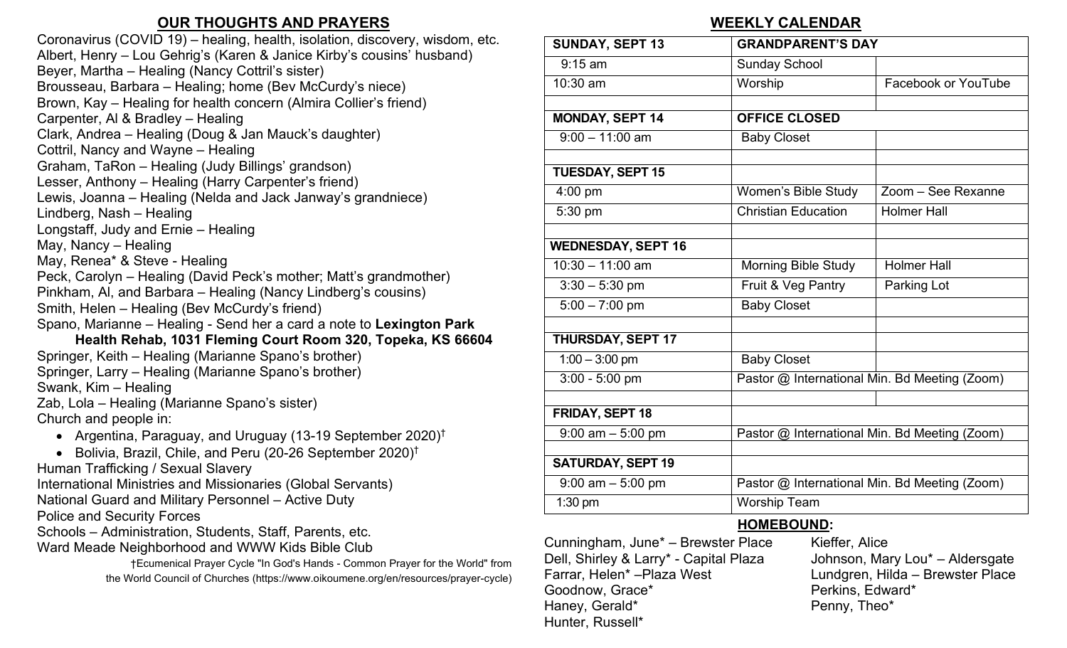## OUR THOUGHTS AND PRAYERS

Coronavirus (COVID 19) – healing, health, isolation, discovery, wisdom, etc.
Albert, Henry – Lou Gehrig's (Karen & Janice Kirby's cousins' husband)
Beyer, Martha – Healing (Nancy Cottril's sister)
Brousseau, Barbara – Healing; home (Bev McCurdy's niece)
Brown, Kay – Healing for health concern (Almira Collier's friend)
Carpenter, Al & Bradley – Healing
Clark, Andrea – Healing (Doug & Jan Mauck's daughter)
Cottril, Nancy and Wayne – Healing
Graham, TaRon – Healing (Judy Billings' grandson)
Lesser, Anthony – Healing (Harry Carpenter's friend)
Lewis, Joanna – Healing (Nelda and Jack Janway's grandniece)
Lindberg, Nash – Healing
Longstaff, Judy and Ernie – Healing
May, Nancy – Healing
May, Renea* & Steve - Healing
Peck, Carolyn – Healing (David Peck's mother; Matt's grandmother)
Pinkham, Al, and Barbara – Healing (Nancy Lindberg's cousins)
Smith, Helen – Healing (Bev McCurdy's friend)
Spano, Marianne – Healing - Send her a card a note to **Lexington Park Health Rehab, 1031 Fleming Court Room 320, Topeka, KS 66604**
Springer, Keith – Healing (Marianne Spano's brother)
Springer, Larry – Healing (Marianne Spano's brother)
Swank, Kim – Healing
Zab, Lola – Healing (Marianne Spano's sister)
Church and people in:

- Argentina, Paraguay, and Uruguay (13-19 September 2020)†
- Bolivia, Brazil, Chile, and Peru (20-26 September 2020)†

Human Trafficking / Sexual Slavery
International Ministries and Missionaries (Global Servants)
National Guard and Military Personnel – Active Duty
Police and Security Forces
Schools – Administration, Students, Staff, Parents, etc.
Ward Meade Neighborhood and WWW Kids Bible Club

†Ecumenical Prayer Cycle "In God's Hands - Common Prayer for the World" from the World Council of Churches (https://www.oikoumene.org/en/resources/prayer-cycle)

## WEEKLY CALENDAR

| | | |
|---|---|---|
| **SUNDAY, SEPT 13** | **GRANDPARENT'S DAY** | |
| 9:15 am | Sunday School | |
| 10:30 am | Worship | Facebook or YouTube |
| | | |
| **MONDAY, SEPT 14** | **OFFICE CLOSED** | |
| 9:00 – 11:00 am | Baby Closet | |
| | | |
| **TUESDAY, SEPT 15** | | |
| 4:00 pm | Women's Bible Study | Zoom – See Rexanne |
| 5:30 pm | Christian Education | Holmer Hall |
| | | |
| **WEDNESDAY, SEPT 16** | | |
| 10:30 – 11:00 am | Morning Bible Study | Holmer Hall |
| 3:30 – 5:30 pm | Fruit & Veg Pantry | Parking Lot |
| 5:00 – 7:00 pm | Baby Closet | |
| | | |
| **THURSDAY, SEPT 17** | | |
| 1:00 – 3:00 pm | Baby Closet | |
| 3:00 - 5:00 pm | Pastor @ International Min. Bd Meeting (Zoom) | |
| | | |
| **FRIDAY, SEPT 18** | | |
| 9:00 am – 5:00 pm | Pastor @ International Min. Bd Meeting (Zoom) | |
| | | |
| **SATURDAY, SEPT 19** | | |
| 9:00 am – 5:00 pm | Pastor @ International Min. Bd Meeting (Zoom) | |
| 1:30 pm | Worship Team | |

## HOMEBOUND:

Cunningham, June* – Brewster Place
Dell, Shirley & Larry* - Capital Plaza
Farrar, Helen* –Plaza West
Goodnow, Grace*
Haney, Gerald*
Hunter, Russell*
Kieffer, Alice
Johnson, Mary Lou* – Aldersgate
Lundgren, Hilda – Brewster Place
Perkins, Edward*
Penny, Theo*